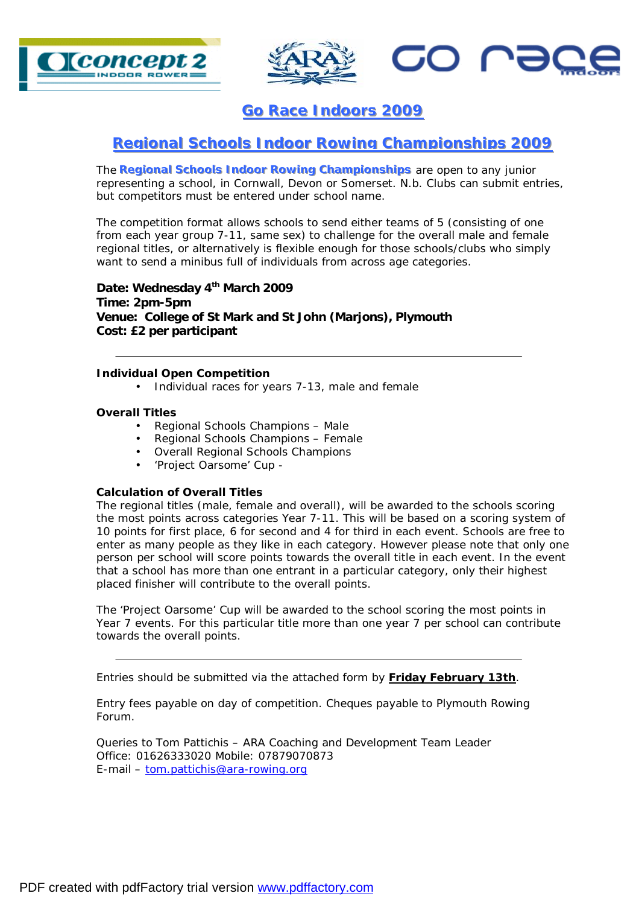# Go Race Indoors 2009

## Regional Schools Indoor Rowing Championships 2009

The **Regional Schools Indoor Rowing Championships** are open to any junior representing a school, in Cornwall, Devon or Somerset. N.b. Clubs can submit entries, but competitors must be entered under school name.

The competition format allows schools to send either teams of 5 (consisting of one from each year group 7-11, same sex) to challenge for the overall male and female regional titles, or alternatively is flexible enough for those schools/clubs who simply want to send a minibus full of individuals from across age categories.

**Date: Wednesday 4th March 2009**
**Time: 2pm-5pm**
**Venue: College of St Mark and St John (Marjons), Plymouth**
**Cost: £2 per participant**

---

**Individual Open Competition**

- Individual races for years 7-13, male and female

**Overall Titles**

- Regional Schools Champions – Male
- Regional Schools Champions – Female
- Overall Regional Schools Champions
- 'Project Oarsome' Cup -

**Calculation of Overall Titles**

The regional titles (male, female and overall), will be awarded to the schools scoring the most points across categories Year 7-11. This will be based on a scoring system of 10 points for first place, 6 for second and 4 for third in each event. Schools are free to enter as many people as they like in each category. However please note that only one person per school will score points towards the overall title in each event. In the event that a school has more than one entrant in a particular category, only their highest placed finisher will contribute to the overall points.

The 'Project Oarsome' Cup will be awarded to the school scoring the most points in Year 7 events. For this particular title more than one year 7 per school can contribute towards the overall points.

---

Entries should be submitted via the attached form by **Friday February 13th**.

Entry fees payable on day of competition. Cheques payable to Plymouth Rowing Forum.

Queries to Tom Pattichis – ARA Coaching and Development Team Leader
Office: 01626333020 Mobile: 07879070873
E-mail – tom.pattichis@ara-rowing.org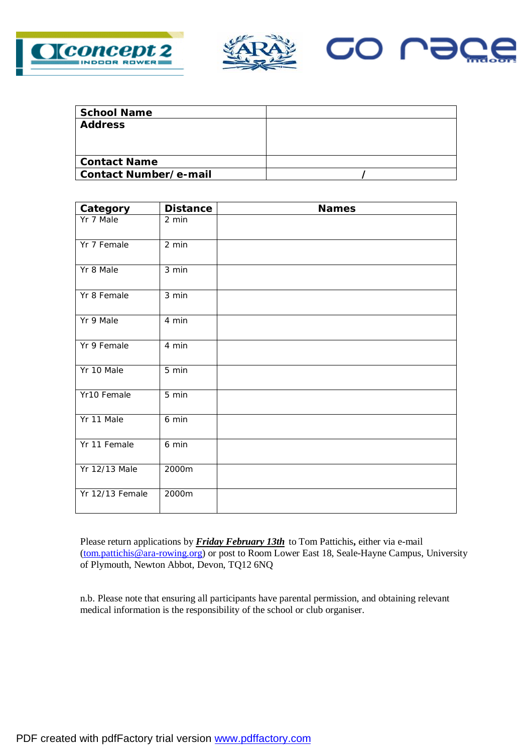| School Name | |
|---|---|
| Address | |
| Contact Name | |
| Contact Number/e-mail | / |

| Category | Distance | Names |
|---|---|---|
| Yr 7 Male | 2 min | |
| Yr 7 Female | 2 min | |
| Yr 8 Male | 3 min | |
| Yr 8 Female | 3 min | |
| Yr 9 Male | 4 min | |
| Yr 9 Female | 4 min | |
| Yr 10 Male | 5 min | |
| Yr10 Female | 5 min | |
| Yr 11 Male | 6 min | |
| Yr 11 Female | 6 min | |
| Yr 12/13 Male | 2000m | |
| Yr 12/13 Female | 2000m | |

Please return applications by ***Friday February 13th*** to Tom Pattichis**,** either via e-mail (tom.pattichis@ara-rowing.org) or post to Room Lower East 18, Seale-Hayne Campus, University of Plymouth, Newton Abbot, Devon, TQ12 6NQ

n.b. Please note that ensuring all participants have parental permission, and obtaining relevant medical information is the responsibility of the school or club organiser.